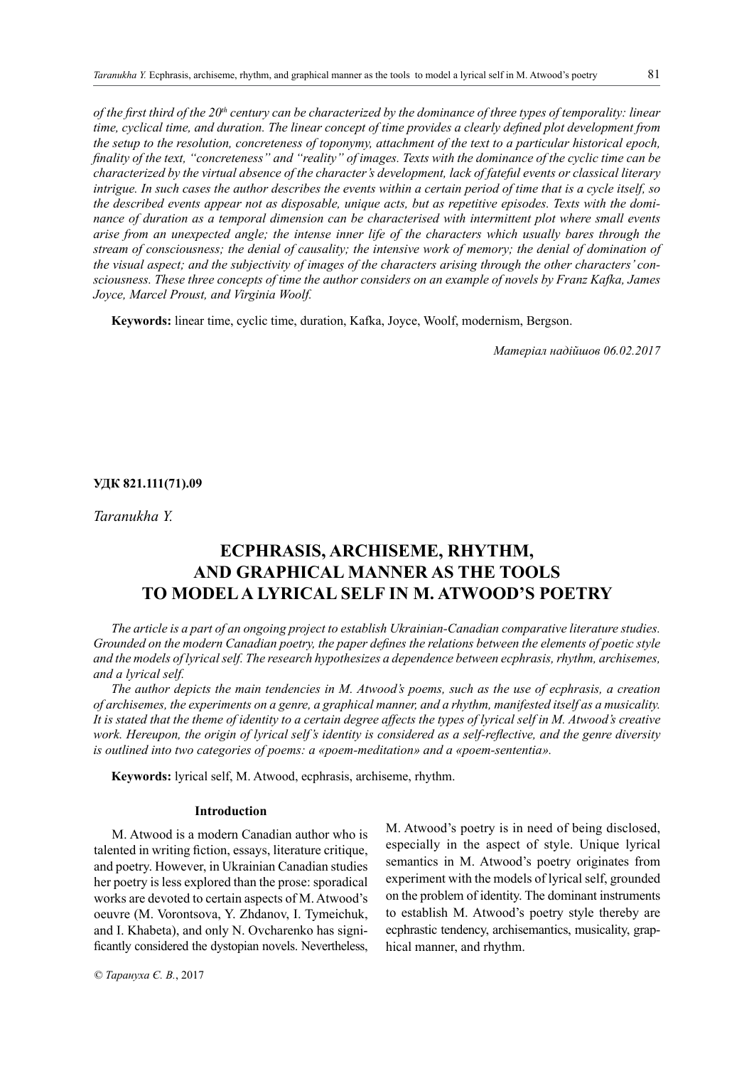*of the first third of the 20th century can be characterized by the dominance of three types of temporality: linear time, cyclical time, and duration. The linear concept of time provides a clearly defined plot development from the setup to the resolution, concreteness of toponymy, attachment of the text to a particular historical epoch, finality of the text, "concreteness" and "reality" of images. Texts with the dominance of the cyclic time can be characterized by the virtual absence of the character's development, lack of fateful events or classical literary intrigue. In such cases the author describes the events within a certain period of time that is a cycle itself, so the described events appear not as disposable, unique acts, but as repetitive episodes. Texts with the dominance of duration as a temporal dimension can be characterised with intermittent plot where small events arise from an unexpected angle; the intense inner life of the characters which usually bares through the stream of consciousness; the denial of causality; the intensive work of memory; the denial of domination of the visual aspect; and the subjectivity of images of the characters arising through the other characters' consciousness. These three concepts of time the author considers on an example of novels by Franz Kafka, James Joyce, Marcel Proust, and Virginia Woolf.*

**Keywords:** linear time, cyclic time, duration, Kafka, Joyce, Woolf, modernism, Bergson.

*Матеріал надійшов 06.02.2017*

**УДК 821.111(71).09**

*Taranukha Y.*

# ECPHRASIS, ARCHISEME, RHYTHM, AND GRAPHICAL MANNER AS THE TOOLS TO MODEL A LYRICAL SELF IN M. ATWOOD'S POETRY

*The article is a part of an ongoing project to establish Ukrainian-Canadian comparative literature studies. Grounded on the modern Canadian poetry, the paper defines the relations between the elements of poetic style and the models of lyrical self. The research hypothesizes a dependence between ecphrasis, rhythm, archisemes, and a lyrical self.*

*The author depicts the main tendencies in M. Atwood's poems, such as the use of ecphrasis, a creation of archisemes, the experiments on a genre, a graphical manner, and a rhythm, manifested itself as a musicality. It is stated that the theme of identity to a certain degree affects the types of lyrical self in M. Atwood's creative work. Hereupon, the origin of lyrical self's identity is considered as a self-reflective, and the genre diversity is outlined into two categories of poems: a «poem-meditation» and a «poem-sententia».*

**Keywords:** lyrical self, M. Atwood, ecphrasis, archiseme, rhythm.

## Introduction

M. Atwood is a modern Canadian author who is talented in writing fiction, essays, literature critique, and poetry. However, in Ukrainian Canadian studies her poetry is less explored than the prose: sporadical works are devoted to certain aspects of M. Atwood's oeuvre (M. Vorontsova, Y. Zhdanov, I. Tymeichuk, and I. Khabeta), and only N. Ovcharenko has significantly considered the dystopian novels. Nevertheless, M. Atwood's poetry is in need of being disclosed, especially in the aspect of style. Unique lyrical semantics in M. Atwood's poetry originates from experiment with the models of lyrical self, grounded on the problem of identity. The dominant instruments to establish M. Atwood's poetry style thereby are ecphrastic tendency, archisemantics, musicality, graphical manner, and rhythm.

© *Тарануха Є. В.*, 2017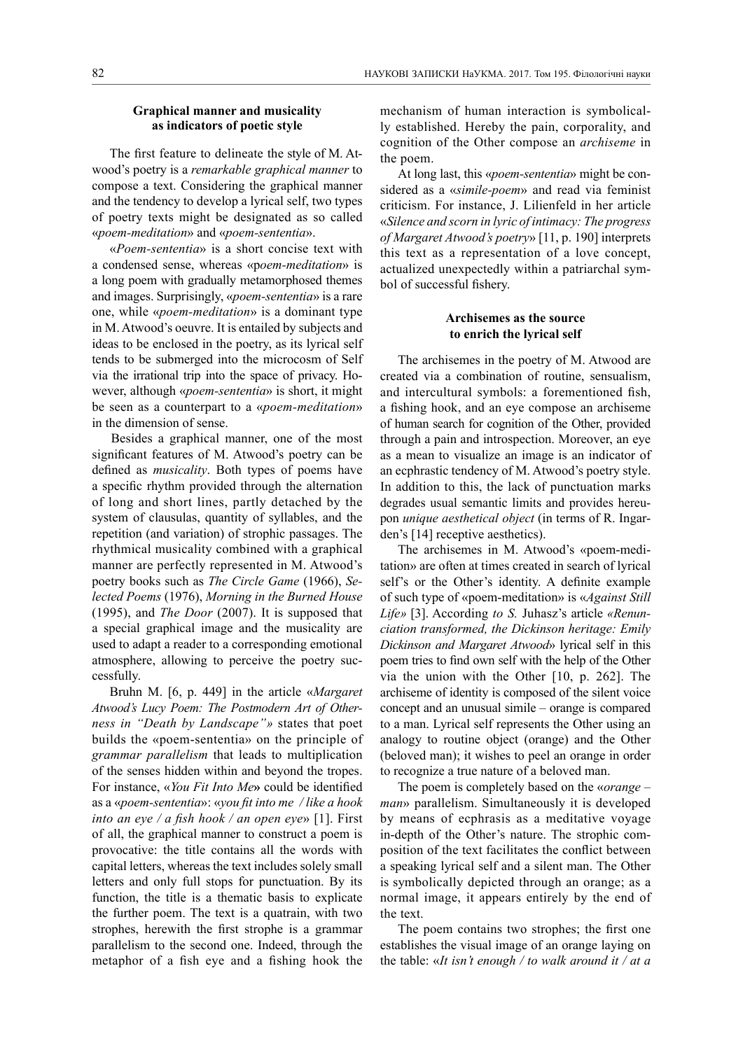### Graphical manner and musicality as indicators of poetic style

The first feature to delineate the style of M. Atwood's poetry is a *remarkable graphical manner* to compose a text. Considering the graphical manner and the tendency to develop a lyrical self, two types of poetry texts might be designated as so called «*poem-meditation*» and «*poem-sententia*».

«*Poem-sententia*» is a short concise text with a condensed sense, whereas «*poem-meditation*» is a long poem with gradually metamorphosed themes and images. Surprisingly, «*poem-sententia*» is a rare one, while «*poem-meditation*» is a dominant type in M. Atwood's oeuvre. It is entailed by subjects and ideas to be enclosed in the poetry, as its lyrical self tends to be submerged into the microcosm of Self via the irrational trip into the space of privacy. However, although «*poem-sententia*» is short, it might be seen as a counterpart to a «*poem-meditation*» in the dimension of sense.

Besides a graphical manner, one of the most significant features of M. Atwood's poetry can be defined as *musicality*. Both types of poems have a specific rhythm provided through the alternation of long and short lines, partly detached by the system of clausulas, quantity of syllables, and the repetition (and variation) of strophic passages. The rhythmical musicality combined with a graphical manner are perfectly represented in M. Atwood's poetry books such as *The Circle Game* (1966), *Selected Poems* (1976), *Morning in the Burned House* (1995), and *The Door* (2007). It is supposed that a special graphical image and the musicality are used to adapt a reader to a corresponding emotional atmosphere, allowing to perceive the poetry successfully.

Bruhn M. [6, p. 449] in the article «*Margaret Atwood's Lucy Poem: The Postmodern Art of Otherness in "Death by Landscape"»* states that poet builds the «poem-sententia» on the principle of *grammar parallelism* that leads to multiplication of the senses hidden within and beyond the tropes. For instance, «*You Fit Into Me***»** could be identified as a «*poem-sententia*»: «*you fit into me / like a hook into an eye / a fish hook / an open eye*» [1]. First of all, the graphical manner to construct a poem is provocative: the title contains all the words with capital letters, whereas the text includes solely small letters and only full stops for punctuation. By its function, the title is a thematic basis to explicate the further poem. The text is a quatrain, with two strophes, herewith the first strophe is a grammar parallelism to the second one. Indeed, through the metaphor of a fish eye and a fishing hook the mechanism of human interaction is symbolically established. Hereby the pain, corporality, and cognition of the Other compose an *archiseme* in the poem.

At long last, this «*poem-sententia*» might be considered as a «*simile-poem*» and read via feminist criticism. For instance, J. Lilienfeld in her article «*Silence and scorn in lyric of intimacy: The progress of Margaret Atwood's poetry*» [11, p. 190] interprets this text as a representation of a love concept, actualized unexpectedly within a patriarchal symbol of successful fishery.

### Archisemes as the source to enrich the lyrical self

The archisemes in the poetry of M. Atwood are created via a combination of routine, sensualism, and intercultural symbols: a forementioned fish, a fishing hook, and an eye compose an archiseme of human search for cognition of the Other, provided through a pain and introspection. Moreover, an eye as a mean to visualize an image is an indicator of an ecphrastic tendency of M. Atwood's poetry style. In addition to this, the lack of punctuation marks degrades usual semantic limits and provides hereupon *unique aesthetical object* (in terms of R. Ingarden's [14] receptive aesthetics).

The archisemes in M. Atwood's «poem-meditation» are often at times created in search of lyrical self's or the Other's identity. A definite example of such type of «poem-meditation» is «*Against Still Life»* [3]. According *to S.* Juhasz's article *«Renunciation transformed, the Dickinson heritage: Emily Dickinson and Margaret Atwood*» lyrical self in this poem tries to find own self with the help of the Other via the union with the Other [10, p. 262]. The archiseme of identity is composed of the silent voice concept and an unusual simile – orange is compared to a man. Lyrical self represents the Other using an analogy to routine object (orange) and the Other (beloved man); it wishes to peel an orange in order to recognize a true nature of a beloved man.

The poem is completely based on the «*orange – man*» parallelism. Simultaneously it is developed by means of ecphrasis as a meditative voyage in-depth of the Other's nature. The strophic composition of the text facilitates the conflict between a speaking lyrical self and a silent man. The Other is symbolically depicted through an orange; as a normal image, it appears entirely by the end of the text.

The poem contains two strophes; the first one establishes the visual image of an orange laying on the table: «*It isn't enough / to walk around it / at a*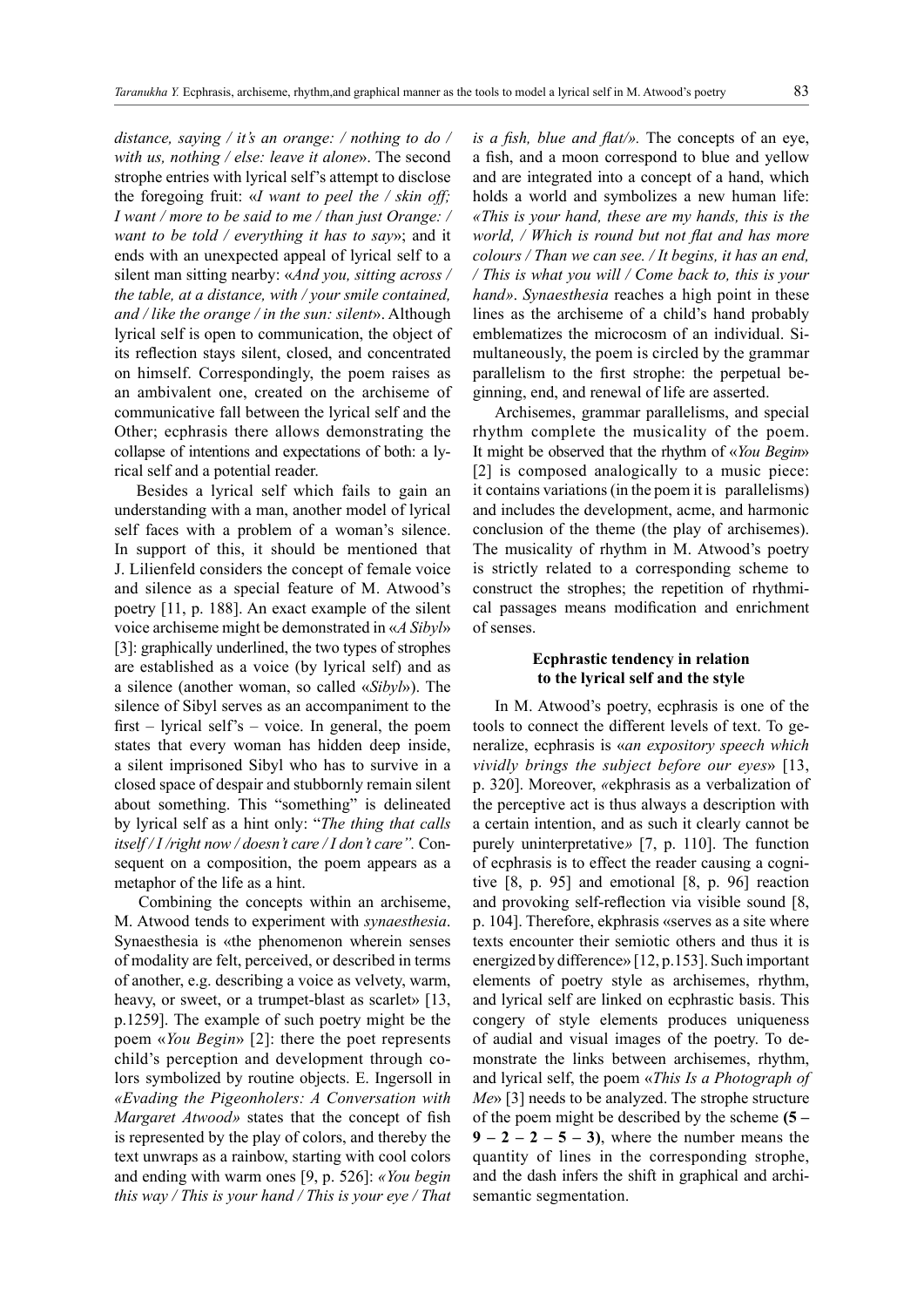*distance, saying / it's an orange: / nothing to do / with us, nothing / else: leave it alone*». The second strophe entries with lyrical self's attempt to disclose the foregoing fruit: «*I want to peel the / skin off; I want / more to be said to me / than just Orange: / want to be told / everything it has to say*»; and it ends with an unexpected appeal of lyrical self to a silent man sitting nearby: «*And you, sitting across / the table, at a distance, with / your smile contained, and / like the orange / in the sun: silent*». Although lyrical self is open to communication, the object of its reflection stays silent, closed, and concentrated on himself. Correspondingly, the poem raises as an ambivalent one, created on the archiseme of communicative fall between the lyrical self and the Other; ecphrasis there allows demonstrating the collapse of intentions and expectations of both: a lyrical self and a potential reader.

Besides a lyrical self which fails to gain an understanding with a man, another model of lyrical self faces with a problem of a woman's silence. In support of this, it should be mentioned that J. Lilienfeld considers the concept of female voice and silence as a special feature of M. Atwood's poetry [11, p. 188]. An exact example of the silent voice archiseme might be demonstrated in «*A Sibyl*» [3]: graphically underlined, the two types of strophes are established as a voice (by lyrical self) and as a silence (another woman, so called «*Sibyl*»). The silence of Sibyl serves as an accompaniment to the first – lyrical self's – voice. In general, the poem states that every woman has hidden deep inside, a silent imprisoned Sibyl who has to survive in a closed space of despair and stubbornly remain silent about something. This "something" is delineated by lyrical self as a hint only: "*The thing that calls itself / I /right now / doesn't care / I don't care".* Consequent on a composition, the poem appears as a metaphor of the life as a hint.

Combining the concepts within an archiseme, M. Atwood tends to experiment with *synaesthesia*. Synaesthesia is «the phenomenon wherein senses of modality are felt, perceived, or described in terms of another, e.g. describing a voice as velvety, warm, heavy, or sweet, or a trumpet-blast as scarlet» [13, p.1259]. The example of such poetry might be the poem «*You Begin*» [2]: there the poet represents child's perception and development through colors symbolized by routine objects. E. Ingersoll in *«Evading the Pigeonholers: A Conversation with Margaret Atwood»* states that the concept of fish is represented by the play of colors, and thereby the text unwraps as a rainbow, starting with cool colors and ending with warm ones [9, p. 526]: *«You begin this way / This is your hand / This is your eye / That is a fish, blue and flat/».* The concepts of an eye, a fish, and a moon correspond to blue and yellow and are integrated into a concept of a hand, which holds a world and symbolizes a new human life: *«This is your hand, these are my hands, this is the world, / Which is round but not flat and has more colours / Than we can see. / It begins, it has an end, / This is what you will / Come back to, this is your hand». Synaesthesia* reaches a high point in these lines as the archiseme of a child's hand probably emblematizes the microcosm of an individual. Simultaneously, the poem is circled by the grammar parallelism to the first strophe: the perpetual beginning, end, and renewal of life are asserted.

Archisemes, grammar parallelisms, and special rhythm complete the musicality of the poem. It might be observed that the rhythm of «*You Begin*» [2] is composed analogically to a music piece: it contains variations (in the poem it is parallelisms) and includes the development, acme, and harmonic conclusion of the theme (the play of archisemes). The musicality of rhythm in M. Atwood's poetry is strictly related to a corresponding scheme to construct the strophes; the repetition of rhythmical passages means modification and enrichment of senses.

## Ecphrastic tendency in relation to the lyrical self and the style

In M. Atwood's poetry, ecphrasis is one of the tools to connect the different levels of text. To generalize, ecphrasis is «*an expository speech which vividly brings the subject before our eyes*» [13, p. 320]. Moreover, *«*ekphrasis as a verbalization of the perceptive act is thus always a description with a certain intention, and as such it clearly cannot be purely uninterpretative*»* [7, p. 110]. The function of ecphrasis is to effect the reader causing a cognitive [8, p. 95] and emotional [8, p. 96] reaction and provoking self-reflection via visible sound [8, p. 104]. Therefore, ekphrasis «serves as a site where texts encounter their semiotic others and thus it is energized by difference» [12, p.153]. Such important elements of poetry style as archisemes, rhythm, and lyrical self are linked on ecphrastic basis. This congery of style elements produces uniqueness of audial and visual images of the poetry. To demonstrate the links between archisemes, rhythm, and lyrical self, the poem «*This Is a Photograph of Me*» [3] needs to be analyzed. The strophe structure of the poem might be described by the scheme **(5 – 9 – 2 – 2 – 5 – 3)**, where the number means the quantity of lines in the corresponding strophe, and the dash infers the shift in graphical and archisemantic segmentation.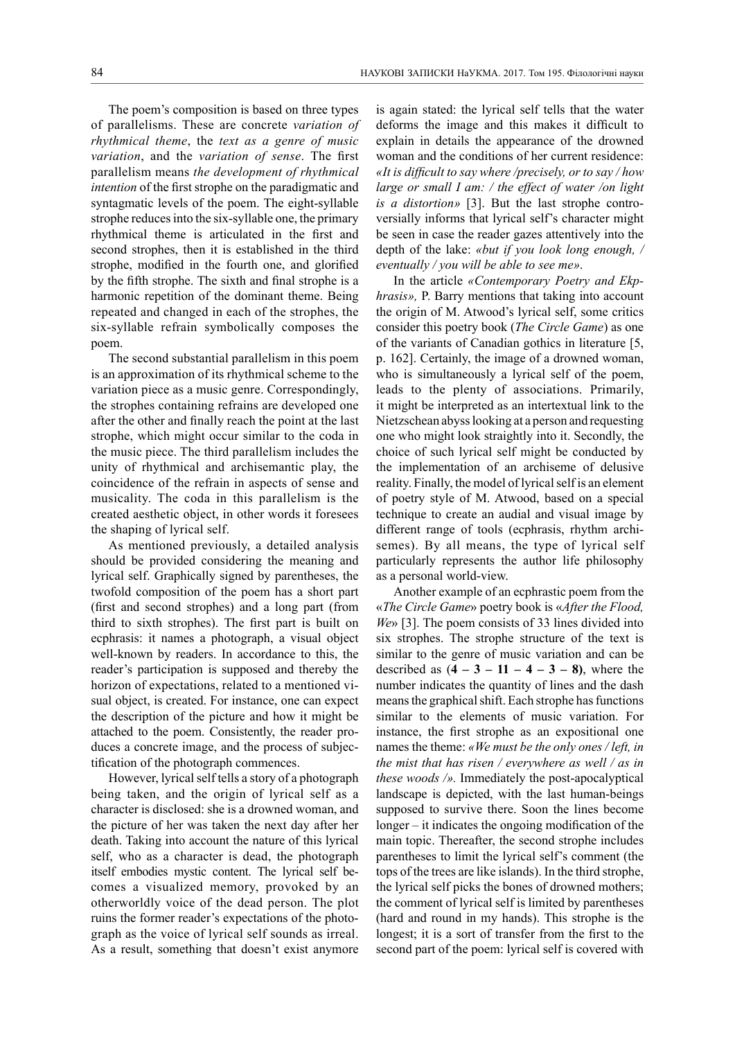The poem's composition is based on three types of parallelisms. These are concrete *variation of rhythmical theme*, the *text as a genre of music variation*, and the *variation of sense*. The first parallelism means *the development of rhythmical intention* of the first strophe on the paradigmatic and syntagmatic levels of the poem. The eight-syllable strophe reduces into the six-syllable one, the primary rhythmical theme is articulated in the first and second strophes, then it is established in the third strophe, modified in the fourth one, and glorified by the fifth strophe. The sixth and final strophe is a harmonic repetition of the dominant theme. Being repeated and changed in each of the strophes, the six-syllable refrain symbolically composes the poem.

The second substantial parallelism in this poem is an approximation of its rhythmical scheme to the variation piece as a music genre. Correspondingly, the strophes containing refrains are developed one after the other and finally reach the point at the last strophe, which might occur similar to the coda in the music piece. The third parallelism includes the unity of rhythmical and archisemantic play, the coincidence of the refrain in aspects of sense and musicality. The coda in this parallelism is the created aesthetic object, in other words it foresees the shaping of lyrical self.

As mentioned previously, a detailed analysis should be provided considering the meaning and lyrical self. Graphically signed by parentheses, the twofold composition of the poem has a short part (first and second strophes) and a long part (from third to sixth strophes). The first part is built on ecphrasis: it names a photograph, a visual object well-known by readers. In accordance to this, the reader's participation is supposed and thereby the horizon of expectations, related to a mentioned visual object, is created. For instance, one can expect the description of the picture and how it might be attached to the poem. Consistently, the reader produces a concrete image, and the process of subjectification of the photograph commences.

However, lyrical self tells a story of a photograph being taken, and the origin of lyrical self as a character is disclosed: she is a drowned woman, and the picture of her was taken the next day after her death. Taking into account the nature of this lyrical self, who as a character is dead, the photograph itself embodies mystic content. The lyrical self becomes a visualized memory, provoked by an otherworldly voice of the dead person. The plot ruins the former reader's expectations of the photograph as the voice of lyrical self sounds as irreal. As a result, something that doesn't exist anymore is again stated: the lyrical self tells that the water deforms the image and this makes it difficult to explain in details the appearance of the drowned woman and the conditions of her current residence: *«It is difficult to say where /precisely, or to say / how large or small I am: / the effect of water /on light is a distortion»* [3]. But the last strophe controversially informs that lyrical self's character might be seen in case the reader gazes attentively into the depth of the lake: *«but if you look long enough, / eventually / you will be able to see me»*.

In the article *«Contemporary Poetry and Ekphrasis»,* P. Barry mentions that taking into account the origin of M. Atwood's lyrical self, some critics consider this poetry book (*The Circle Game*) as one of the variants of Canadian gothics in literature [5, p. 162]. Certainly, the image of a drowned woman, who is simultaneously a lyrical self of the poem, leads to the plenty of associations. Primarily, it might be interpreted as an intertextual link to the Nietzschean abyss looking at a person and requesting one who might look straightly into it. Secondly, the choice of such lyrical self might be conducted by the implementation of an archiseme of delusive reality. Finally, the model of lyrical self is an element of poetry style of M. Atwood, based on a special technique to create an audial and visual image by different range of tools (ecphrasis, rhythm archisemes). By all means, the type of lyrical self particularly represents the author life philosophy as a personal world-view.

Another example of an ecphrastic poem from the «*The Circle Game*» poetry book is «*After the Flood, We*» [3]. The poem consists of 33 lines divided into six strophes. The strophe structure of the text is similar to the genre of music variation and can be described as **(4 – 3 – 11 – 4 – 3 – 8)**, where the number indicates the quantity of lines and the dash means the graphical shift. Each strophe has functions similar to the elements of music variation. For instance, the first strophe as an expositional one names the theme: *«We must be the only ones / left, in the mist that has risen / everywhere as well / as in these woods /».* Immediately the post-apocalyptical landscape is depicted, with the last human-beings supposed to survive there. Soon the lines become longer – it indicates the ongoing modification of the main topic. Thereafter, the second strophe includes parentheses to limit the lyrical self's comment (the tops of the trees are like islands). In the third strophe, the lyrical self picks the bones of drowned mothers; the comment of lyrical self is limited by parentheses (hard and round in my hands). This strophe is the longest; it is a sort of transfer from the first to the second part of the poem: lyrical self is covered with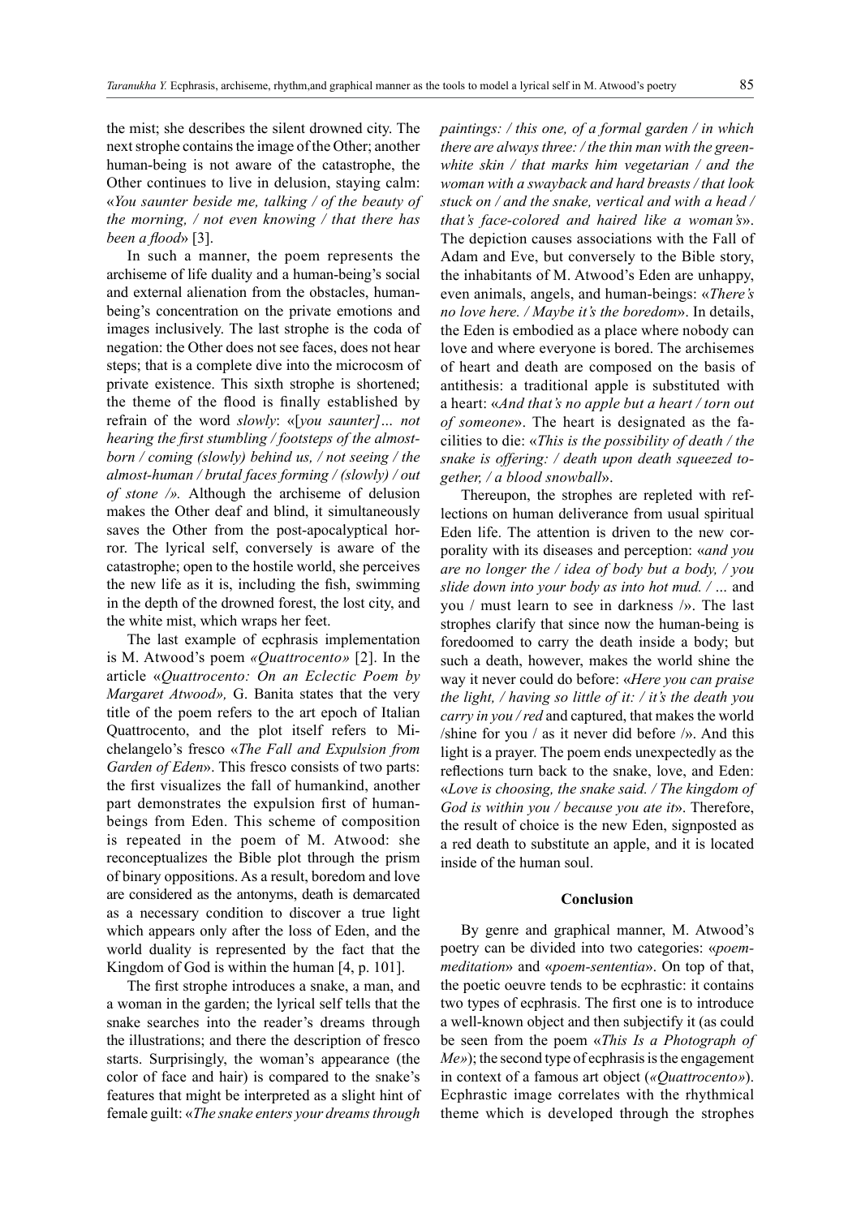the mist; she describes the silent drowned city. The next strophe contains the image of the Other; another human-being is not aware of the catastrophe, the Other continues to live in delusion, staying calm: «*You saunter beside me, talking / of the beauty of the morning, / not even knowing / that there has been a flood*» [3].

In such a manner, the poem represents the archiseme of life duality and a human-being's social and external alienation from the obstacles, human-being's concentration on the private emotions and images inclusively. The last strophe is the coda of negation: the Other does not see faces, does not hear steps; that is a complete dive into the microcosm of private existence. This sixth strophe is shortened; the theme of the flood is finally established by refrain of the word *slowly*: «[*you saunter]… not hearing the first stumbling / footsteps of the almost-born / coming (slowly) behind us, / not seeing / the almost-human / brutal faces forming / (slowly) / out of stone /*». Although the archiseme of delusion makes the Other deaf and blind, it simultaneously saves the Other from the post-apocalyptical horror. The lyrical self, conversely is aware of the catastrophe; open to the hostile world, she perceives the new life as it is, including the fish, swimming in the depth of the drowned forest, the lost city, and the white mist, which wraps her feet.

The last example of ecphrasis implementation is M. Atwood's poem *«Quattrocento»* [2]. In the article «*Quattrocento: On an Eclectic Poem by Margaret Atwood»,* G. Banita states that the very title of the poem refers to the art epoch of Italian Quattrocento, and the plot itself refers to Michelangelo's fresco «*The Fall and Expulsion from Garden of Eden*». This fresco consists of two parts: the first visualizes the fall of humankind, another part demonstrates the expulsion first of human-beings from Eden. This scheme of composition is repeated in the poem of M. Atwood: she reconceptualizes the Bible plot through the prism of binary oppositions. As a result, boredom and love are considered as the antonyms, death is demarcated as a necessary condition to discover a true light which appears only after the loss of Eden, and the world duality is represented by the fact that the Kingdom of God is within the human [4, p. 101].

The first strophe introduces a snake, a man, and a woman in the garden; the lyrical self tells that the snake searches into the reader's dreams through the illustrations; and there the description of fresco starts. Surprisingly, the woman's appearance (the color of face and hair) is compared to the snake's features that might be interpreted as a slight hint of female guilt: «*The snake enters your dreams through paintings: / this one, of a formal garden / in which there are always three: / the thin man with the green-white skin / that marks him vegetarian / and the woman with a swayback and hard breasts / that look stuck on / and the snake, vertical and with a head / that's face-colored and haired like a woman's*». The depiction causes associations with the Fall of Adam and Eve, but conversely to the Bible story, the inhabitants of M. Atwood's Eden are unhappy, even animals, angels, and human-beings: «*There's no love here. / Maybe it's the boredom*». In details, the Eden is embodied as a place where nobody can love and where everyone is bored. The archisemes of heart and death are composed on the basis of antithesis: a traditional apple is substituted with a heart: «*And that's no apple but a heart / torn out of someone*». The heart is designated as the facilities to die: «*This is the possibility of death / the snake is offering: / death upon death squeezed together, / a blood snowball*».

Thereupon, the strophes are repleted with reflections on human deliverance from usual spiritual Eden life. The attention is driven to the new corporality with its diseases and perception: «*and you are no longer the / idea of body but a body, / you slide down into your body as into hot mud. / …* and you / must learn to see in darkness /». The last strophes clarify that since now the human-being is foredoomed to carry the death inside a body; but such a death, however, makes the world shine the way it never could do before: «*Here you can praise the light, / having so little of it: / it's the death you carry in you / red* and captured, that makes the world /shine for you / as it never did before /». And this light is a prayer. The poem ends unexpectedly as the reflections turn back to the snake, love, and Eden: «*Love is choosing, the snake said. / The kingdom of God is within you / because you ate it*». Therefore, the result of choice is the new Eden, signposted as a red death to substitute an apple, and it is located inside of the human soul.

## Conclusion

By genre and graphical manner, M. Atwood's poetry can be divided into two categories: «*poem-meditation*» and «*poem-sententia*». On top of that, the poetic oeuvre tends to be ecphrastic: it contains two types of ecphrasis. The first one is to introduce a well-known object and then subjectify it (as could be seen from the poem «*This Is a Photograph of Me»*); the second type of ecphrasis is the engagement in context of a famous art object (*«Quattrocento»*). Ecphrastic image correlates with the rhythmical theme which is developed through the strophes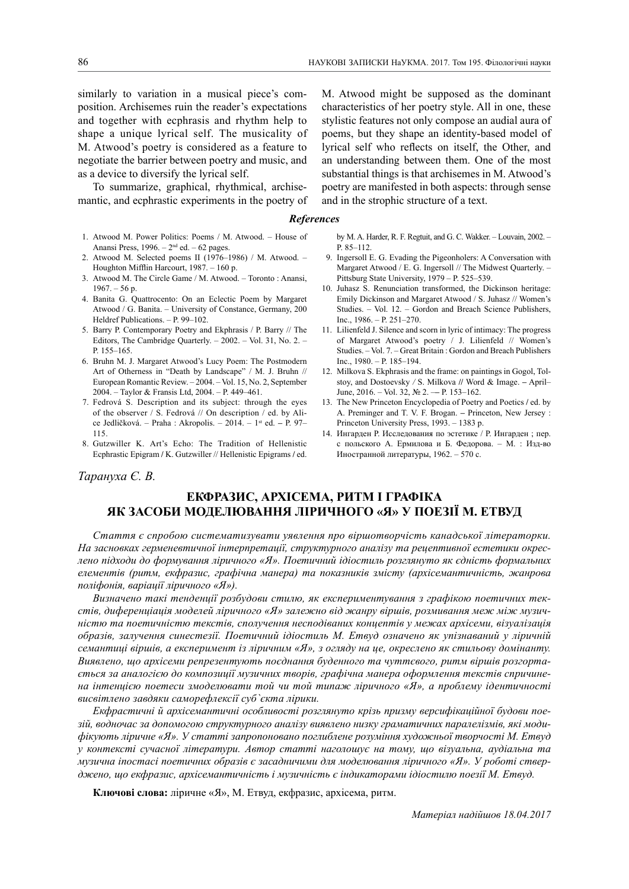similarly to variation in a musical piece's composition. Archisemes ruin the reader's expectations and together with ecphrasis and rhythm help to shape a unique lyrical self. The musicality of M. Atwood's poetry is considered as a feature to negotiate the barrier between poetry and music, and as a device to diversify the lyrical self.

To summarize, graphical, rhythmical, archisemantic, and ecphrastic experiments in the poetry of M. Atwood might be supposed as the dominant characteristics of her poetry style. All in one, these stylistic features not only compose an audial aura of poems, but they shape an identity-based model of lyrical self who reflects on itself, the Other, and an understanding between them. One of the most substantial things is that archisemes in M. Atwood's poetry are manifested in both aspects: through sense and in the strophic structure of a text.

### *References*

1. Atwood M. Power Politics: Poems / M. Atwood. – House of Anansi Press, 1996. – 2nd ed. – 62 pages.
2. Atwood M. Selected poems II (1976–1986) / M. Atwood. – Houghton Mifflin Harcourt, 1987. – 160 p.
3. Atwood M. The Circle Game / M. Atwood. – Toronto : Anansi, 1967. – 56 p.
4. Banita G. Quattrocento: On an Eclectic Poem by Margaret Atwood / G. Banita. – University of Constance, Germany, 200 Heldref Publications. – P. 99–102.
5. Barry P. Contemporary Poetry and Ekphrasis / P. Barry // The Editors, The Cambridge Quarterly. – 2002. – Vol. 31, No. 2. – P. 155–165.
6. Bruhn M. J. Margaret Atwood's Lucy Poem: The Postmodern Art of Otherness in "Death by Landscape" / M. J. Bruhn // European Romantic Review. – 2004. – Vol. 15, No. 2, September 2004. – Taylor & Fransis Ltd, 2004. – P. 449–461.
7. Fedrová S. Description and its subject: through the eyes of the observer / S. Fedrová // On description / ed. by Alice Jedličková. – Praha : Akropolis. – 2014. – 1st ed. – P. 97–115.
8. Gutzwiller K. Art's Echo: The Tradition of Hellenistic Ecphrastic Epigram / K. Gutzwiller // Hellenistic Epigrams / ed. by M. A. Harder, R. F. Regtuit, and G. C. Wakker. – Louvain, 2002. – P. 85–112.
9. Ingersoll E. G. Evading the Pigeonholers: A Conversation with Margaret Atwood / E. G. Ingersoll // The Midwest Quarterly. – Pittsburg State University, 1979 – P. 525–539.
10. Juhasz S. Renunciation transformed, the Dickinson heritage: Emily Dickinson and Margaret Atwood / S. Juhasz // Women's Studies. – Vol. 12. – Gordon and Breach Science Publishers, Inc., 1986. – P. 251–270.
11. Lilienfeld J. Silence and scorn in lyric of intimacy: The progress of Margaret Atwood's poetry / J. Lilienfeld // Women's Studies. – Vol. 7. – Great Britain : Gordon and Breach Publishers Inc., 1980. – P. 185–194.
12. Milkova S. Ekphrasis and the frame: on paintings in Gogol, Tolstoy, and Dostoevsky / S. Milkova // Word & Image. – April–June, 2016. – Vol. 32, № 2. — P. 153–162.
13. The New Princeton Encyclopedia of Poetry and Poetics / ed. by A. Preminger and T. V. F. Brogan. – Princeton, New Jersey : Princeton University Press, 1993. – 1383 p.
14. Ингарден Р. Исследования по эстетике / Р. Ингарден ; пер. с польского А. Ермилова и Б. Федорова. – М. : Изд-во Иностранной литературы, 1962. – 570 с.

*Тарануха Є. В.*

## ЕКФРАЗИС, АРХІСЕМА, РИТМ І ГРАФІКА ЯК ЗАСОБИ МОДЕЛЮВАННЯ ЛІРИЧНОГО «Я» У ПОЕЗІЇ М. ЕТВУД

*Стаття є спробою систематизувати уявлення про віршотворчість канадської літераторки. На засновках герменевтичної інтерпретації, структурного аналізу та рецептивної естетики окреслено підходи до формування ліричного «Я». Поетичний ідіостиль розглянуто як єдність формальних елементів (ритм, екфразис, графічна манера) та показників змісту (архісемантичність, жанрова поліфонія, варіації ліричного «Я»).*

*Визначено такі тенденції розбудови стилю, як експериментування з графікою поетичних текстів, диференціація моделей ліричного «Я» залежно від жанру віршів, розмивання меж між музичністю та поетичністю текстів, сполучення несподіваних концептів у межах архісеми, візуалізація образів, залучення синестезії. Поетичний ідіостиль М. Етвуд означено як упізнаваний у ліричній семантиці віршів, а експеримент із ліричним «Я», з огляду на це, окреслено як стильову домінанту. Виявлено, що архісеми репрезентують поєднання буденного та чуттєвого, ритм віршів розгортається за аналогією до композиції музичних творів, графічна манера оформлення текстів спричинена інтенцією поетеси змоделювати той чи той типаж ліричного «Я», а проблему ідентичності висвітлено завдяки саморефлексії суб`єкта лірики.*

*Екфрастичні й архісемантичні особливості розглянуто крізь призму версифікаційної будови поезій, водночас за допомогою структурного аналізу виявлено низку граматичних паралелізмів, які модифікують ліричне «Я». У статті запропоновано поглиблене розуміння художньої творчості М. Етвуд у контексті сучасної літератури. Автор статті наголошує на тому, що візуальна, аудіальна та музична іпостасі поетичних образів є засадничими для моделювання ліричного «Я». У роботі стверджено, що екфразис, архісемантичність і музичність є індикаторами ідіостилю поезії М. Етвуд.*

**Ключові слова:** ліричне «Я», М. Етвуд, екфразис, архісема, ритм.

*Матеріал надійшов 18.04.2017*